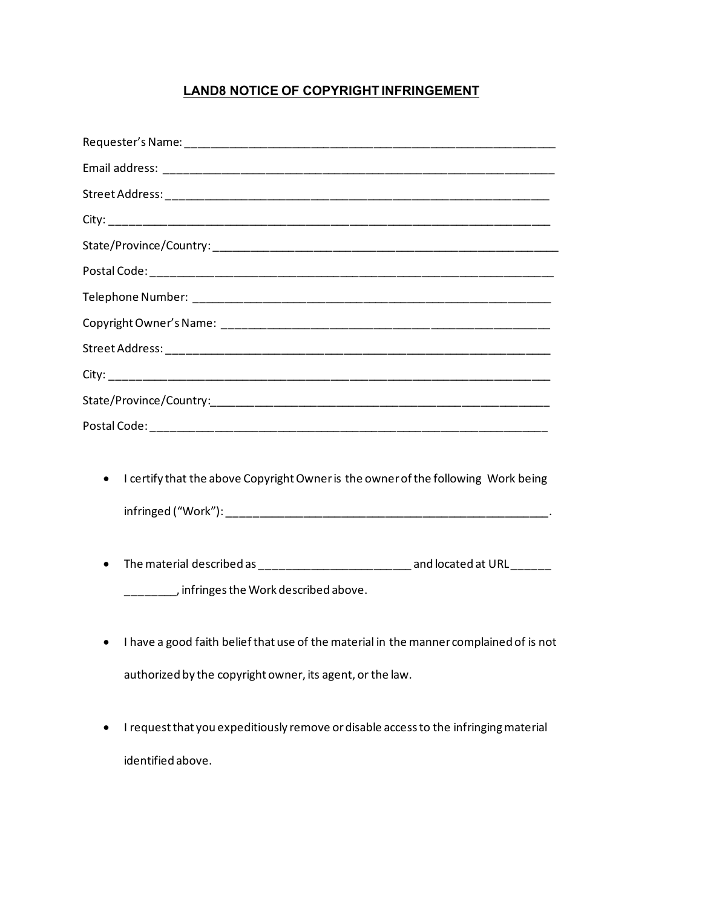# LAND8 NOTICE OF COPYRIGHT INFRINGEMENT

Requester's Name: ____________________________________________________________

Email address: _______________________________________________________________

Street Address: ______________________________________________________________

City: _______________________________________________________________________

State/Province/Country: _______________________________________________________

Postal Code: _________________________________________________________________

Telephone Number: ___________________________________________________________

Copyright Owner's Name: ______________________________________________________

Street Address: ______________________________________________________________

City: _______________________________________________________________________

State/Province/Country: _______________________________________________________

Postal Code: _________________________________________________________________

- I certify that the above Copyright Owner is the owner of the following Work being infringed ("Work"): ___________________________________________________.

- The material described as _______________________ and located at URL ______ ________, infringes the Work described above.

- I have a good faith belief that use of the material in the manner complained of is not authorized by the copyright owner, its agent, or the law.

- I request that you expeditiously remove or disable access to the infringing material identified above.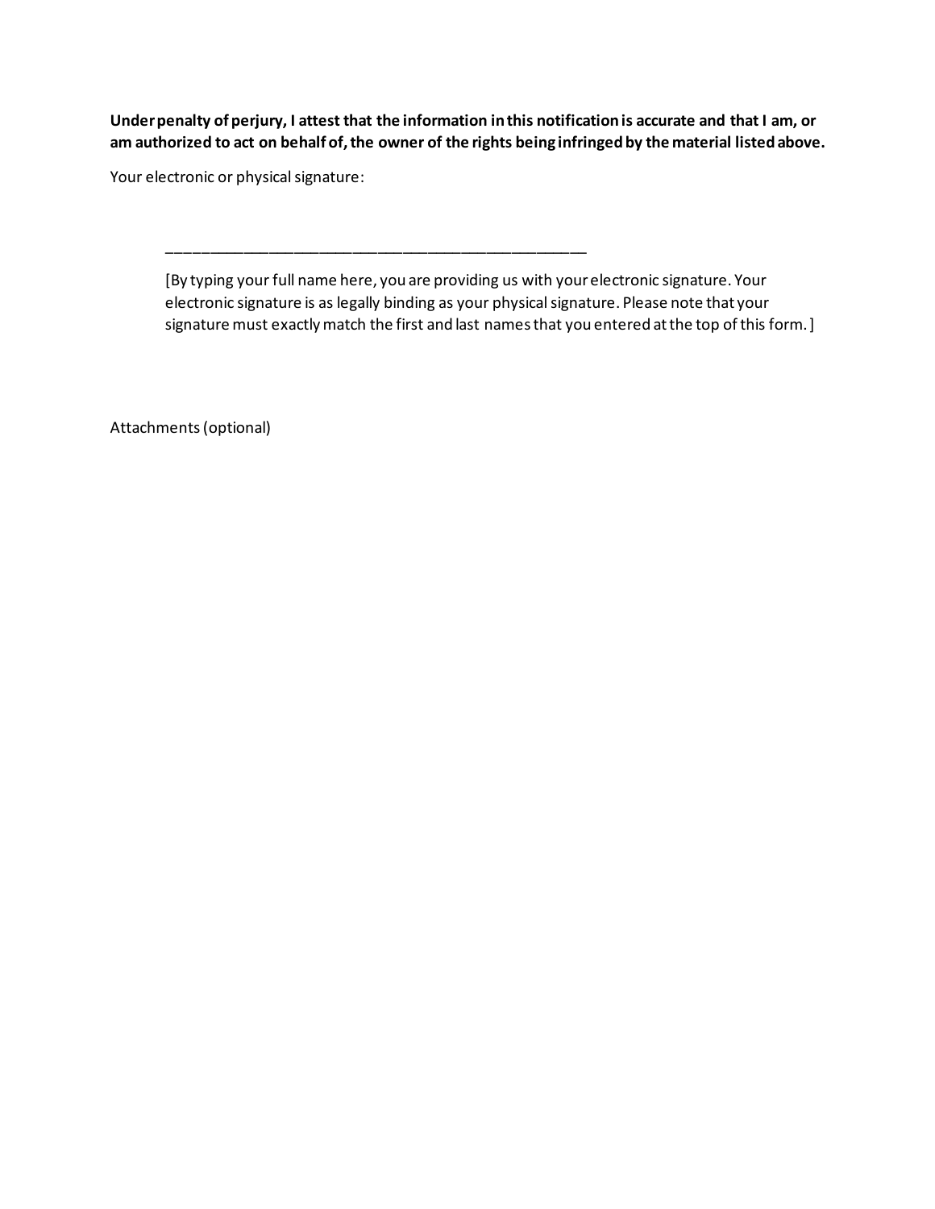**Under penalty of perjury, I attest that the information in this notification is accurate and that I am, or am authorized to act on behalf of, the owner of the rights being infringed by the material listed above.**

Your electronic or physical signature:

______________________________________________

[By typing your full name here, you are providing us with your electronic signature. Your electronic signature is as legally binding as your physical signature. Please note that your signature must exactly match the first and last names that you entered at the top of this form.]

Attachments (optional)